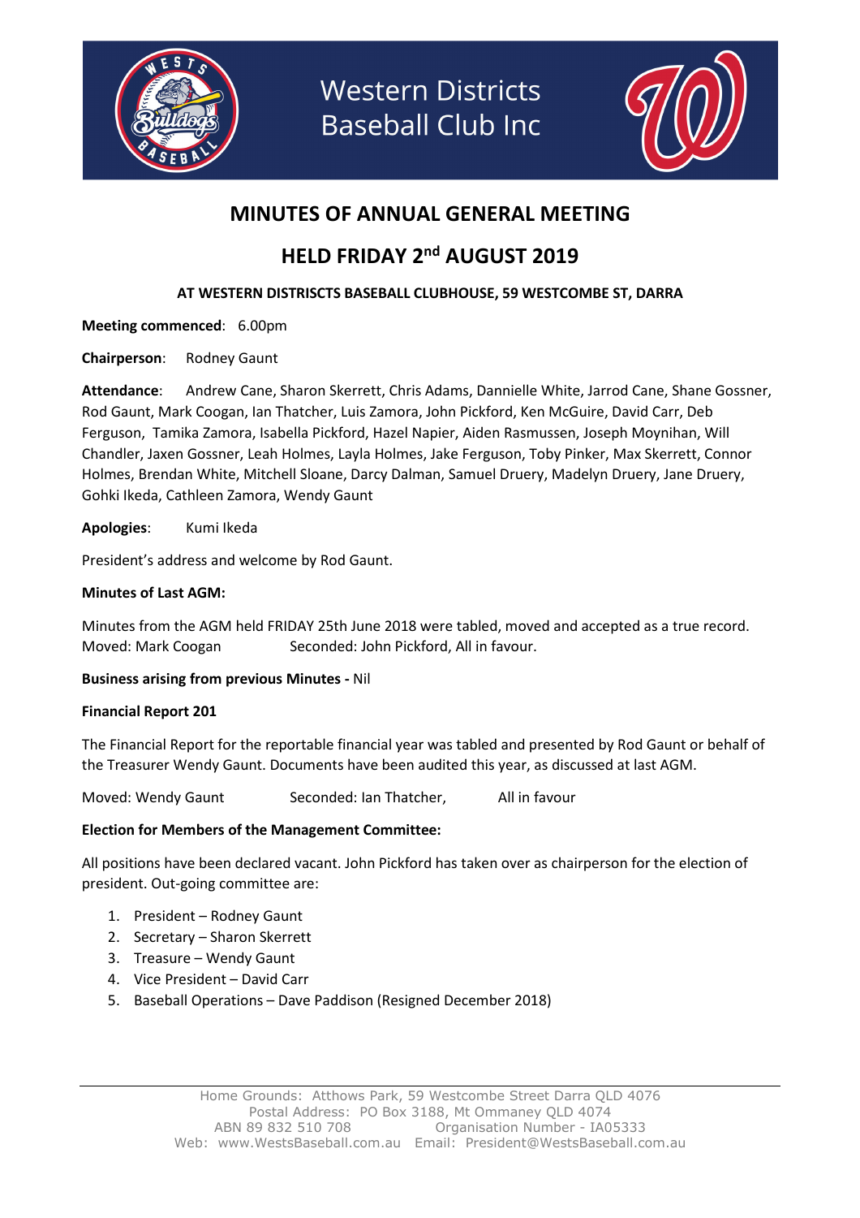# Western Districts Baseball Club Inc

## MINUTES OF ANNUAL GENERAL MEETING

## HELD FRIDAY 2nd AUGUST 2019

**AT WESTERN DISTRISCTS BASEBALL CLUBHOUSE, 59 WESTCOMBE ST, DARRA**

**Meeting commenced**: 6.00pm

**Chairperson**: Rodney Gaunt

**Attendance**: Andrew Cane, Sharon Skerrett, Chris Adams, Dannielle White, Jarrod Cane, Shane Gossner, Rod Gaunt, Mark Coogan, Ian Thatcher, Luis Zamora, John Pickford, Ken McGuire, David Carr, Deb Ferguson, Tamika Zamora, Isabella Pickford, Hazel Napier, Aiden Rasmussen, Joseph Moynihan, Will Chandler, Jaxen Gossner, Leah Holmes, Layla Holmes, Jake Ferguson, Toby Pinker, Max Skerrett, Connor Holmes, Brendan White, Mitchell Sloane, Darcy Dalman, Samuel Druery, Madelyn Druery, Jane Druery, Gohki Ikeda, Cathleen Zamora, Wendy Gaunt

**Apologies**: Kumi Ikeda

President's address and welcome by Rod Gaunt.

**Minutes of Last AGM:**

Minutes from the AGM held FRIDAY 25th June 2018 were tabled, moved and accepted as a true record.
Moved: Mark Coogan Seconded: John Pickford, All in favour.

**Business arising from previous Minutes -** Nil

**Financial Report 201**

The Financial Report for the reportable financial year was tabled and presented by Rod Gaunt or behalf of the Treasurer Wendy Gaunt. Documents have been audited this year, as discussed at last AGM.

Moved: Wendy Gaunt Seconded: Ian Thatcher, All in favour

**Election for Members of the Management Committee:**

All positions have been declared vacant. John Pickford has taken over as chairperson for the election of president. Out-going committee are:

1. President – Rodney Gaunt
2. Secretary – Sharon Skerrett
3. Treasure – Wendy Gaunt
4. Vice President – David Carr
5. Baseball Operations – Dave Paddison (Resigned December 2018)

Home Grounds: Atthows Park, 59 Westcombe Street Darra QLD 4076
Postal Address: PO Box 3188, Mt Ommaney QLD 4074
ABN 89 832 510 708 Organisation Number - IA05333
Web: www.WestsBaseball.com.au Email: President@WestsBaseball.com.au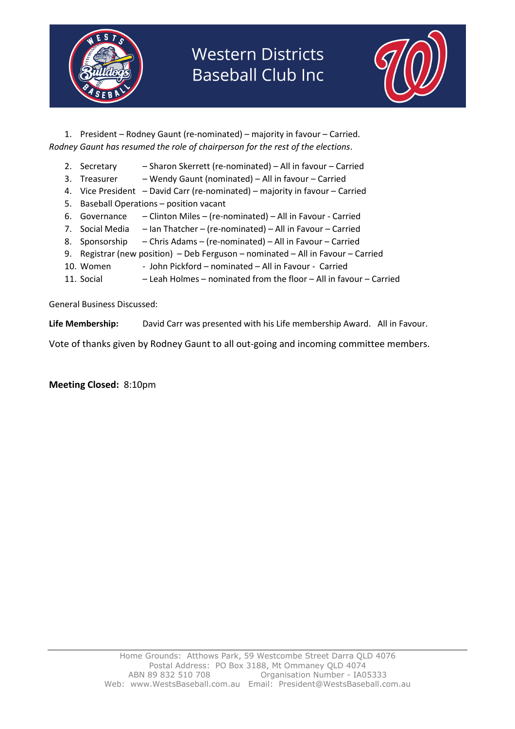Western Districts Baseball Club Inc

1. President – Rodney Gaunt (re-nominated) – majority in favour – Carried.

*Rodney Gaunt has resumed the role of chairperson for the rest of the elections.*

2. Secretary – Sharon Skerrett (re-nominated) – All in favour – Carried
3. Treasurer – Wendy Gaunt (nominated) – All in favour – Carried
4. Vice President – David Carr (re-nominated) – majority in favour – Carried
5. Baseball Operations – position vacant
6. Governance – Clinton Miles – (re-nominated) – All in Favour - Carried
7. Social Media – Ian Thatcher – (re-nominated) – All in Favour – Carried
8. Sponsorship – Chris Adams – (re-nominated) – All in Favour – Carried
9. Registrar (new position) – Deb Ferguson – nominated – All in Favour – Carried
10. Women - John Pickford – nominated – All in Favour - Carried
11. Social – Leah Holmes – nominated from the floor – All in favour – Carried

General Business Discussed:

**Life Membership:** David Carr was presented with his Life membership Award. All in Favour.

Vote of thanks given by Rodney Gaunt to all out-going and incoming committee members.

**Meeting Closed:** 8:10pm

Home Grounds: Atthows Park, 59 Westcombe Street Darra QLD 4076
Postal Address: PO Box 3188, Mt Ommaney QLD 4074
ABN 89 832 510 708 Organisation Number - IA05333
Web: www.WestsBaseball.com.au Email: President@WestsBaseball.com.au